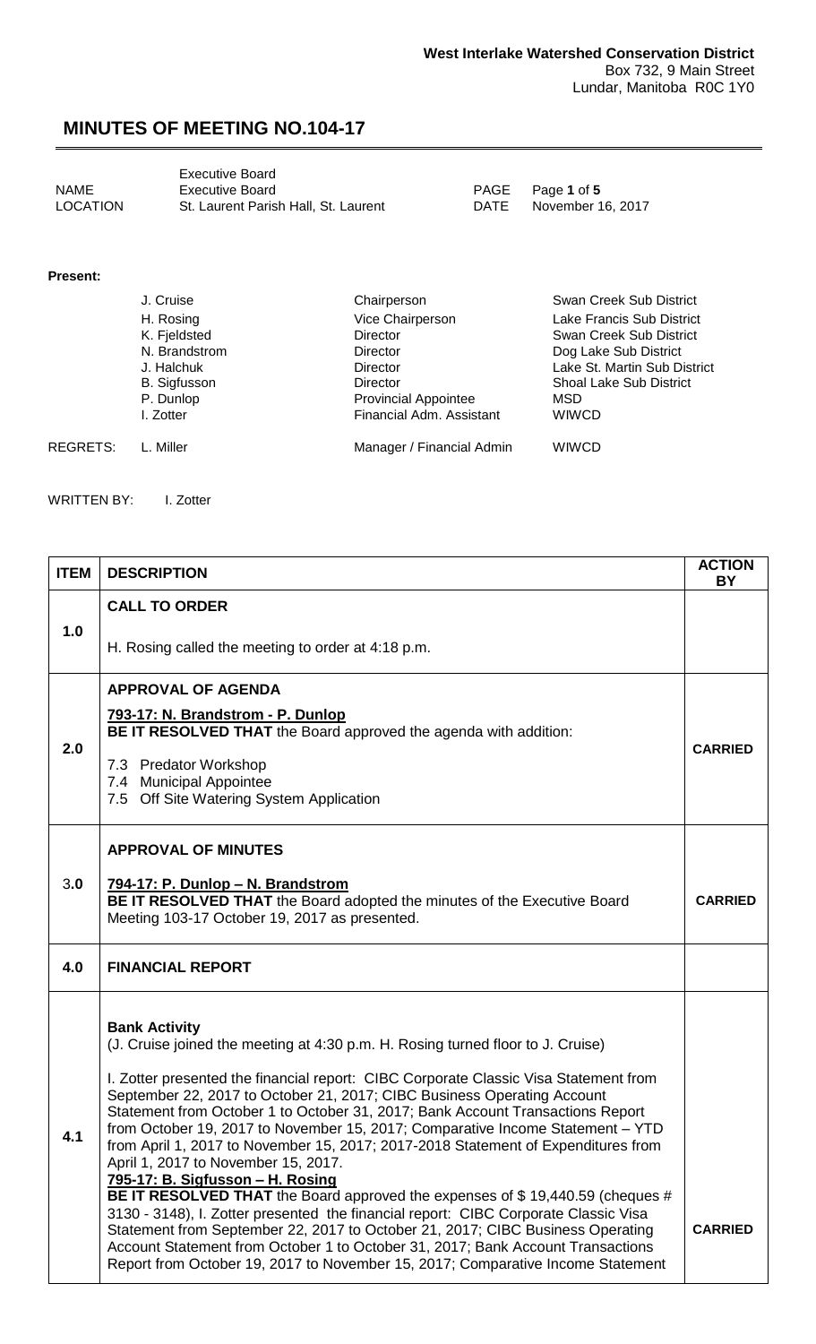**West Interlake Watershed Conservation District**
Box 732, 9 Main Street
Lundar, Manitoba R0C 1Y0

# MINUTES OF MEETING NO.104-17

| | | | |
|---|---|---|---|
| NAME | Executive Board<br>Executive Board | PAGE | Page **1** of **5** |
| LOCATION | St. Laurent Parish Hall, St. Laurent | DATE | November 16, 2017 |

**Present:**

| | | | |
|---|---|---|---|
| | J. Cruise | Chairperson | Swan Creek Sub District |
| | H. Rosing | Vice Chairperson | Lake Francis Sub District |
| | K. Fjeldsted | Director | Swan Creek Sub District |
| | N. Brandstrom | Director | Dog Lake Sub District |
| | J. Halchuk | Director | Lake St. Martin Sub District |
| | B. Sigfusson | Director | Shoal Lake Sub District |
| | P. Dunlop | Provincial Appointee | MSD |
| | I. Zotter | Financial Adm. Assistant | WIWCD |
| REGRETS: | L. Miller | Manager / Financial Admin | WIWCD |

WRITTEN BY: I. Zotter

| ITEM | DESCRIPTION | ACTION BY |
|---|---|---|
| 1.0 | **CALL TO ORDER**<br><br>H. Rosing called the meeting to order at 4:18 p.m. | |
| 2.0 | **APPROVAL OF AGENDA**<br><br>**793-17: N. Brandstrom - P. Dunlop**<br>**BE IT RESOLVED THAT** the Board approved the agenda with addition:<br><br>7.3 Predator Workshop<br>7.4 Municipal Appointee<br>7.5 Off Site Watering System Application | **CARRIED** |
| 3.0 | **APPROVAL OF MINUTES**<br><br>**794-17: P. Dunlop – N. Brandstrom**<br>**BE IT RESOLVED THAT** the Board adopted the minutes of the Executive Board Meeting 103-17 October 19, 2017 as presented. | **CARRIED** |
| 4.0 | **FINANCIAL REPORT** | |
| 4.1 | **Bank Activity**<br>(J. Cruise joined the meeting at 4:30 p.m. H. Rosing turned floor to J. Cruise)<br><br>I. Zotter presented the financial report: CIBC Corporate Classic Visa Statement from September 22, 2017 to October 21, 2017; CIBC Business Operating Account Statement from October 1 to October 31, 2017; Bank Account Transactions Report from October 19, 2017 to November 15, 2017; Comparative Income Statement – YTD from April 1, 2017 to November 15, 2017; 2017-2018 Statement of Expenditures from April 1, 2017 to November 15, 2017.<br>**795-17: B. Sigfusson – H. Rosing**<br>**BE IT RESOLVED THAT** the Board approved the expenses of $ 19,440.59 (cheques # 3130 - 3148), I. Zotter presented the financial report: CIBC Corporate Classic Visa Statement from September 22, 2017 to October 21, 2017; CIBC Business Operating Account Statement from October 1 to October 31, 2017; Bank Account Transactions Report from October 19, 2017 to November 15, 2017; Comparative Income Statement | **CARRIED** |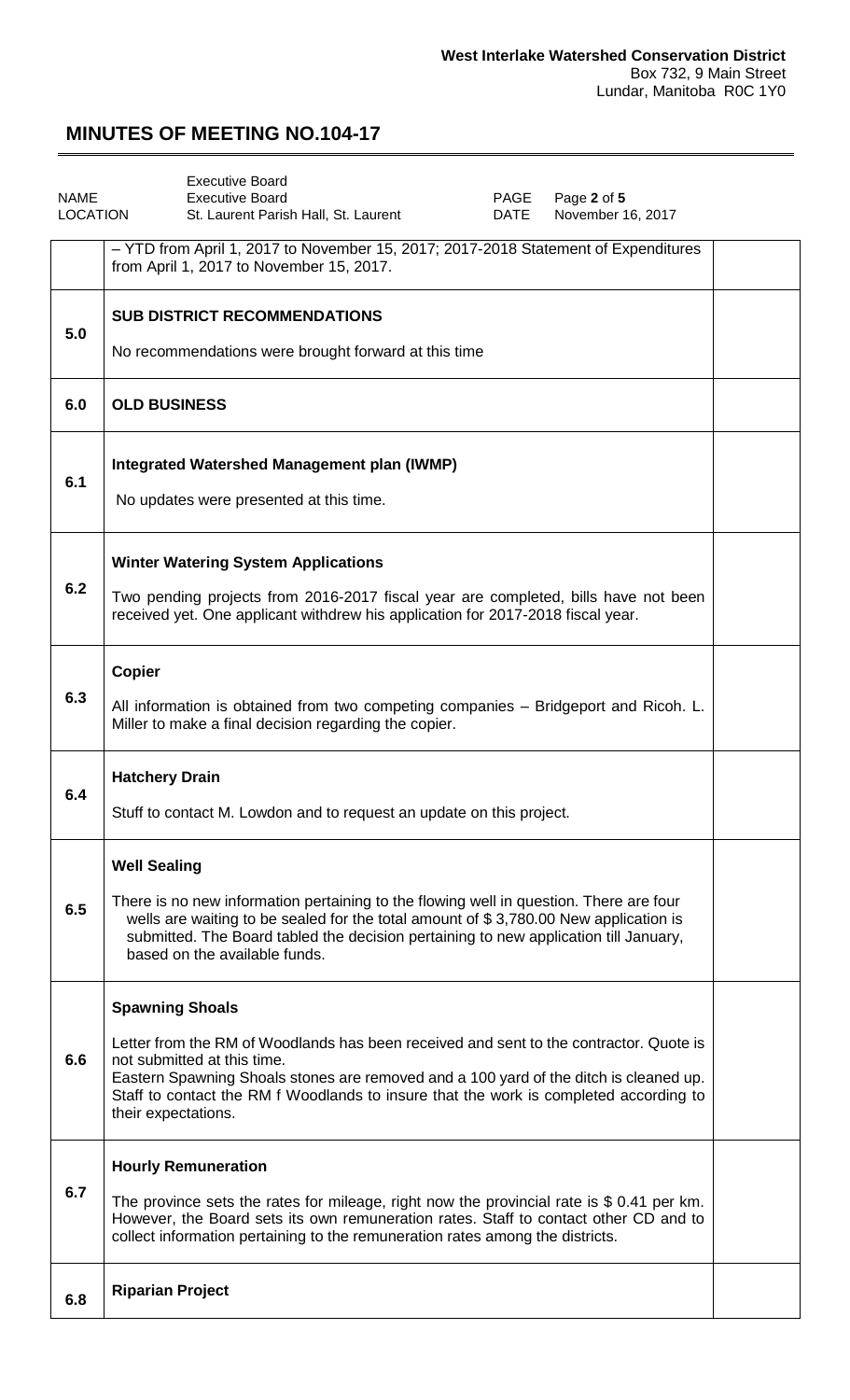**West Interlake Watershed Conservation District**
Box 732, 9 Main Street
Lundar, Manitoba R0C 1Y0

## MINUTES OF MEETING NO.104-17

| NAME | Executive Board<br>Executive Board | PAGE | Page **2** of **5** |
|---|---|---|---|
| LOCATION | St. Laurent Parish Hall, St. Laurent | DATE | November 16, 2017 |

| | | |
|---|---|---|
| | – YTD from April 1, 2017 to November 15, 2017; 2017-2018 Statement of Expenditures from April 1, 2017 to November 15, 2017. | |
| **5.0** | **SUB DISTRICT RECOMMENDATIONS**<br><br>No recommendations were brought forward at this time | |
| **6.0** | **OLD BUSINESS** | |
| **6.1** | **Integrated Watershed Management plan (IWMP)**<br><br>No updates were presented at this time. | |
| **6.2** | **Winter Watering System Applications**<br><br>Two pending projects from 2016-2017 fiscal year are completed, bills have not been received yet. One applicant withdrew his application for 2017-2018 fiscal year. | |
| **6.3** | **Copier**<br><br>All information is obtained from two competing companies – Bridgeport and Ricoh. L. Miller to make a final decision regarding the copier. | |
| **6.4** | **Hatchery Drain**<br><br>Stuff to contact M. Lowdon and to request an update on this project. | |
| **6.5** | **Well Sealing**<br><br>There is no new information pertaining to the flowing well in question. There are four wells are waiting to be sealed for the total amount of $ 3,780.00 New application is submitted. The Board tabled the decision pertaining to new application till January, based on the available funds. | |
| **6.6** | **Spawning Shoals**<br><br>Letter from the RM of Woodlands has been received and sent to the contractor. Quote is not submitted at this time.<br>Eastern Spawning Shoals stones are removed and a 100 yard of the ditch is cleaned up. Staff to contact the RM f Woodlands to insure that the work is completed according to their expectations. | |
| **6.7** | **Hourly Remuneration**<br><br>The province sets the rates for mileage, right now the provincial rate is $ 0.41 per km. However, the Board sets its own remuneration rates. Staff to contact other CD and to collect information pertaining to the remuneration rates among the districts. | |
| **6.8** | **Riparian Project** | |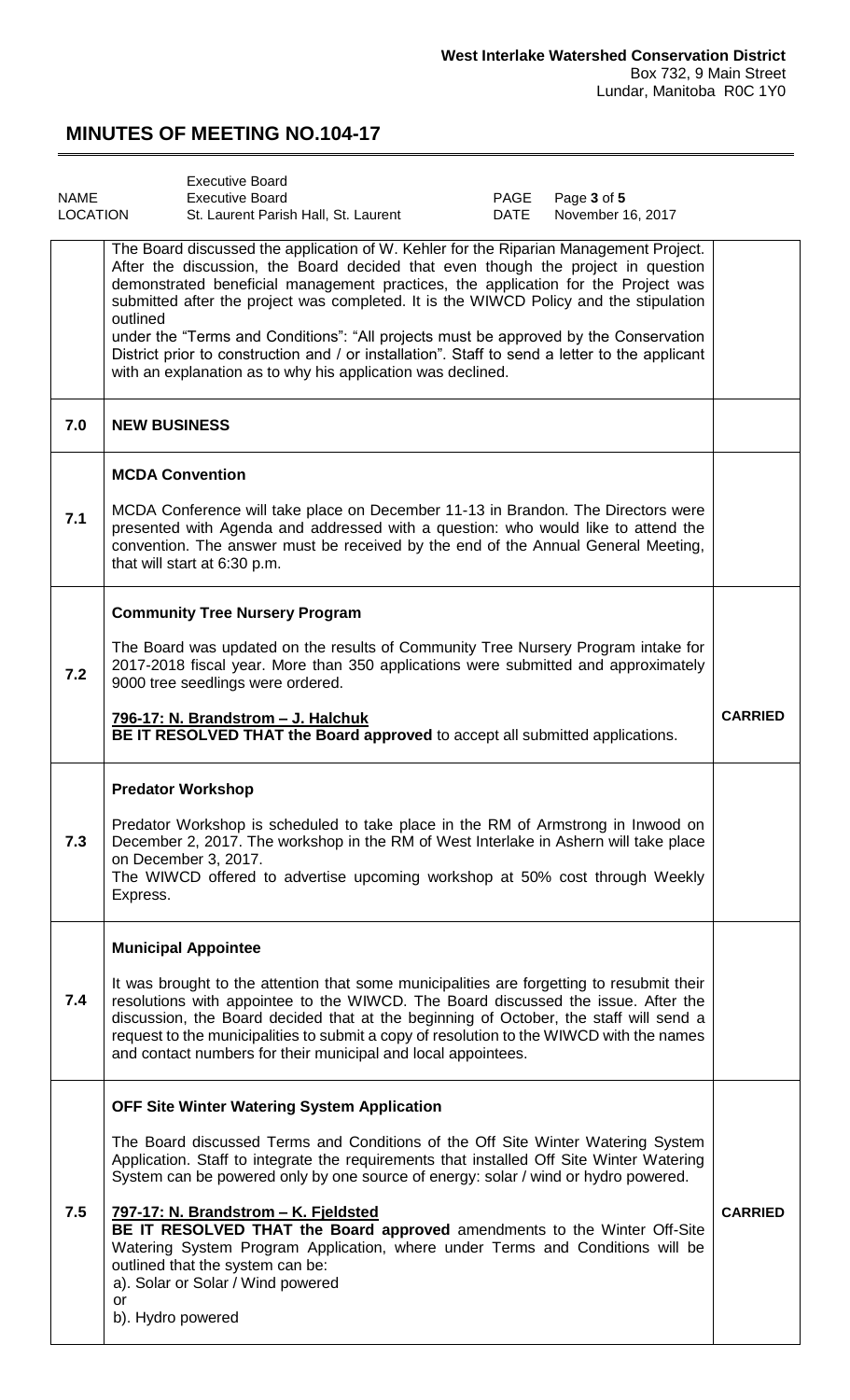**West Interlake Watershed Conservation District**
Box 732, 9 Main Street
Lundar, Manitoba R0C 1Y0

# MINUTES OF MEETING NO.104-17

| | | | |
|---|---|---|---|
| NAME | Executive Board<br>Executive Board | PAGE | Page **3** of **5** |
| LOCATION | St. Laurent Parish Hall, St. Laurent | DATE | November 16, 2017 |

| | | |
|---|---|---|
| | The Board discussed the application of W. Kehler for the Riparian Management Project. After the discussion, the Board decided that even though the project in question demonstrated beneficial management practices, the application for the Project was submitted after the project was completed. It is the WIWCD Policy and the stipulation outlined under the "Terms and Conditions": "All projects must be approved by the Conservation District prior to construction and / or installation". Staff to send a letter to the applicant with an explanation as to why his application was declined. | |
| **7.0** | **NEW BUSINESS** | |
| **7.1** | **MCDA Convention**<br><br>MCDA Conference will take place on December 11-13 in Brandon. The Directors were presented with Agenda and addressed with a question: who would like to attend the convention. The answer must be received by the end of the Annual General Meeting, that will start at 6:30 p.m. | |
| **7.2** | **Community Tree Nursery Program**<br><br>The Board was updated on the results of Community Tree Nursery Program intake for 2017-2018 fiscal year. More than 350 applications were submitted and approximately 9000 tree seedlings were ordered.<br><br>**796-17: N. Brandstrom – J. Halchuk**<br>**BE IT RESOLVED THAT the Board approved** to accept all submitted applications. | **CARRIED** |
| **7.3** | **Predator Workshop**<br><br>Predator Workshop is scheduled to take place in the RM of Armstrong in Inwood on December 2, 2017. The workshop in the RM of West Interlake in Ashern will take place on December 3, 2017.<br>The WIWCD offered to advertise upcoming workshop at 50% cost through Weekly Express. | |
| **7.4** | **Municipal Appointee**<br><br>It was brought to the attention that some municipalities are forgetting to resubmit their resolutions with appointee to the WIWCD. The Board discussed the issue. After the discussion, the Board decided that at the beginning of October, the staff will send a request to the municipalities to submit a copy of resolution to the WIWCD with the names and contact numbers for their municipal and local appointees. | |
| **7.5** | **OFF Site Winter Watering System Application**<br><br>The Board discussed Terms and Conditions of the Off Site Winter Watering System Application. Staff to integrate the requirements that installed Off Site Winter Watering System can be powered only by one source of energy: solar / wind or hydro powered.<br><br>**797-17: N. Brandstrom – K. Fjeldsted**<br>**BE IT RESOLVED THAT the Board approved** amendments to the Winter Off-Site Watering System Program Application, where under Terms and Conditions will be outlined that the system can be:<br>a). Solar or Solar / Wind powered<br>or<br>b). Hydro powered | **CARRIED** |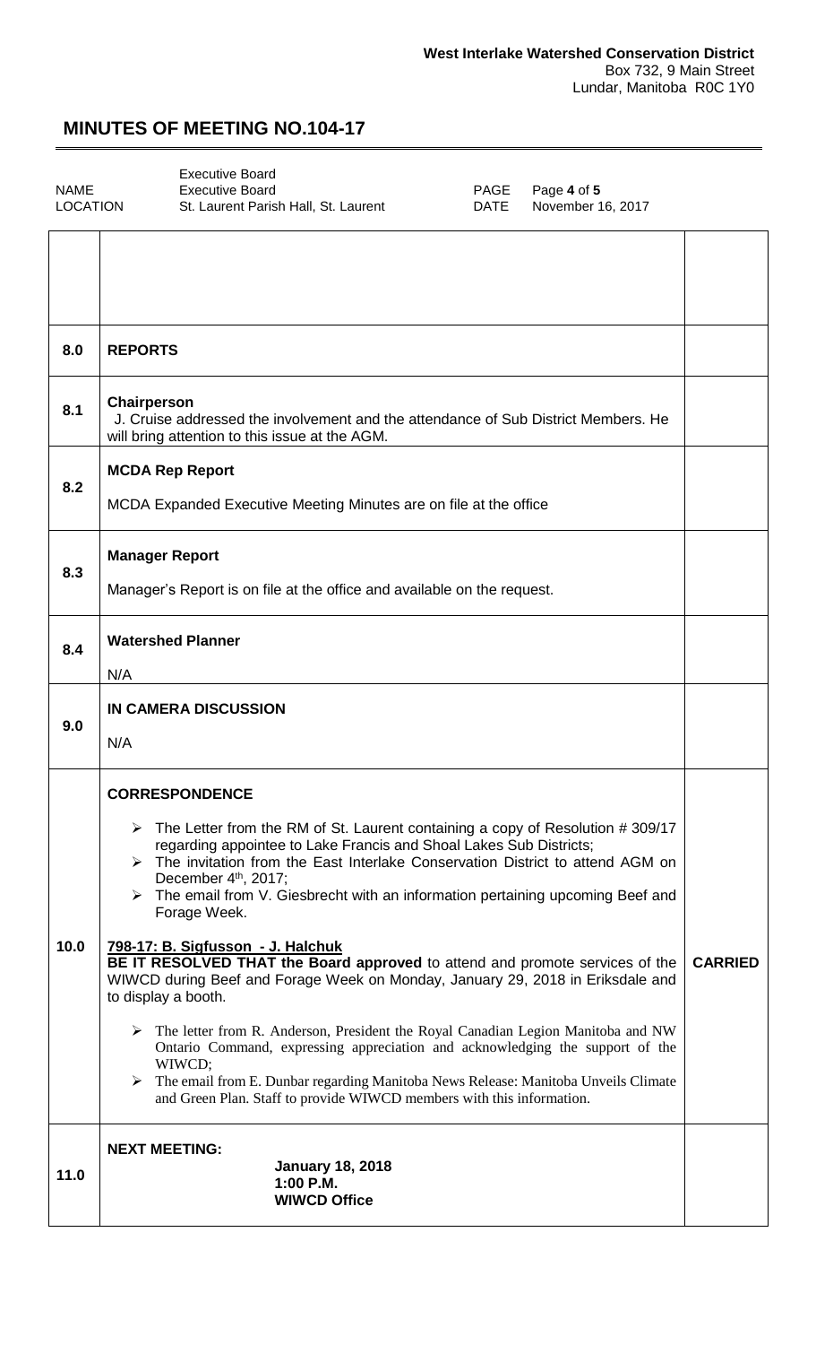**West Interlake Watershed Conservation District**
Box 732, 9 Main Street
Lundar, Manitoba R0C 1Y0

# MINUTES OF MEETING NO.104-17

| | | | |
|---|---|---|---|
| NAME | Executive Board<br>Executive Board | PAGE | Page **4** of **5** |
| LOCATION | St. Laurent Parish Hall, St. Laurent | DATE | November 16, 2017 |

| | | |
|---|---|---|
| | | |
| **8.0** | **REPORTS** | |
| **8.1** | **Chairperson**<br>J. Cruise addressed the involvement and the attendance of Sub District Members. He will bring attention to this issue at the AGM. | |
| **8.2** | **MCDA Rep Report**<br>MCDA Expanded Executive Meeting Minutes are on file at the office | |
| **8.3** | **Manager Report**<br>Manager's Report is on file at the office and available on the request. | |
| **8.4** | **Watershed Planner**<br>N/A | |
| **9.0** | **IN CAMERA DISCUSSION**<br>N/A | |
| **10.0** | **CORRESPONDENCE**<br>➢ The Letter from the RM of St. Laurent containing a copy of Resolution # 309/17 regarding appointee to Lake Francis and Shoal Lakes Sub Districts;<br>➢ The invitation from the East Interlake Conservation District to attend AGM on December 4th, 2017;<br>➢ The email from V. Giesbrecht with an information pertaining upcoming Beef and Forage Week.<br><br>**798-17: B. Sigfusson - J. Halchuk**<br>**BE IT RESOLVED THAT the Board approved** to attend and promote services of the WIWCD during Beef and Forage Week on Monday, January 29, 2018 in Eriksdale and to display a booth.<br><br>➢ The letter from R. Anderson, President the Royal Canadian Legion Manitoba and NW Ontario Command, expressing appreciation and acknowledging the support of the WIWCD;<br>➢ The email from E. Dunbar regarding Manitoba News Release: Manitoba Unveils Climate and Green Plan. Staff to provide WIWCD members with this information. | **CARRIED** |
| **11.0** | **NEXT MEETING:**<br>**January 18, 2018**<br>**1:00 P.M.**<br>**WIWCD Office** | |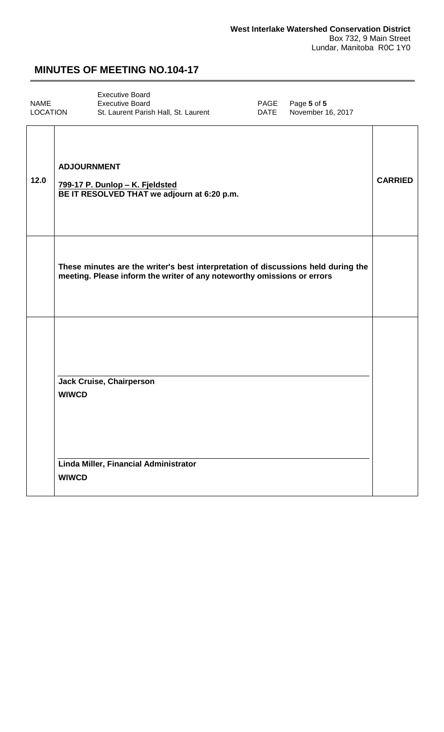**West Interlake Watershed Conservation District**
Box 732, 9 Main Street
Lundar, Manitoba R0C 1Y0

## MINUTES OF MEETING NO.104-17

| | | | |
|---|---|---|---|
| NAME | Executive Board<br>Executive Board | PAGE | Page **5** of **5** |
| LOCATION | St. Laurent Parish Hall, St. Laurent | DATE | November 16, 2017 |

| | | |
|---|---|---|
| **12.0** | **ADJOURNMENT**<br><br>**799-17 P. Dunlop – K. Fjeldsted**<br>**BE IT RESOLVED THAT we adjourn at 6:20 p.m.** | **CARRIED** |
| | **These minutes are the writer's best interpretation of discussions held during the meeting. Please inform the writer of any noteworthy omissions or errors** | |
| | ______________________________<br>**Jack Cruise, Chairperson**<br>**WIWCD**<br><br>______________________________<br>**Linda Miller, Financial Administrator**<br>**WIWCD** | |